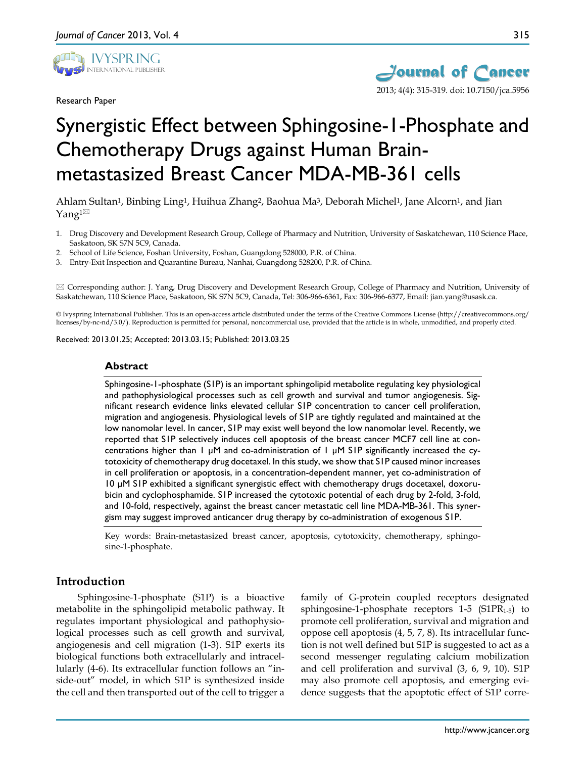Research Paper

# Synergistic Effect between Sphingosine-1-Phosphate and Chemotherapy Drugs against Human Brain-metastasized Breast Cancer MDA-MB-361 cells

Ahlam Sultan[1], Binbing Ling[1], Huihua Zhang[2], Baohua Ma[3], Deborah Michel[1], Jane Alcorn[1], and Jian Yang[1]✉

1. Drug Discovery and Development Research Group, College of Pharmacy and Nutrition, University of Saskatchewan, 110 Science Place, Saskatoon, SK S7N 5C9, Canada.
2. School of Life Science, Foshan University, Foshan, Guangdong 528000, P.R. of China.
3. Entry-Exit Inspection and Quarantine Bureau, Nanhai, Guangdong 528200, P.R. of China.

✉ Corresponding author: J. Yang, Drug Discovery and Development Research Group, College of Pharmacy and Nutrition, University of Saskatchewan, 110 Science Place, Saskatoon, SK S7N 5C9, Canada, Tel: 306-966-6361, Fax: 306-966-6377, Email: jian.yang@usask.ca.

© Ivyspring International Publisher. This is an open-access article distributed under the terms of the Creative Commons License (http://creativecommons.org/licenses/by-nc-nd/3.0/). Reproduction is permitted for personal, noncommercial use, provided that the article is in whole, unmodified, and properly cited.

Received: 2013.01.25; Accepted: 2013.03.15; Published: 2013.03.25

## Abstract

Sphingosine-1-phosphate (S1P) is an important sphingolipid metabolite regulating key physiological and pathophysiological processes such as cell growth and survival and tumor angiogenesis. Significant research evidence links elevated cellular S1P concentration to cancer cell proliferation, migration and angiogenesis. Physiological levels of S1P are tightly regulated and maintained at the low nanomolar level. In cancer, S1P may exist well beyond the low nanomolar level. Recently, we reported that S1P selectively induces cell apoptosis of the breast cancer MCF7 cell line at concentrations higher than 1 μM and co-administration of 1 μM S1P significantly increased the cytotoxicity of chemotherapy drug docetaxel. In this study, we show that S1P caused minor increases in cell proliferation or apoptosis, in a concentration-dependent manner, yet co-administration of 10 μM S1P exhibited a significant synergistic effect with chemotherapy drugs docetaxel, doxorubicin and cyclophosphamide. S1P increased the cytotoxic potential of each drug by 2-fold, 3-fold, and 10-fold, respectively, against the breast cancer metastatic cell line MDA-MB-361. This synergism may suggest improved anticancer drug therapy by co-administration of exogenous S1P.

Key words: Brain-metastasized breast cancer, apoptosis, cytotoxicity, chemotherapy, sphingosine-1-phosphate.

## Introduction

Sphingosine-1-phosphate (S1P) is a bioactive metabolite in the sphingolipid metabolic pathway. It regulates important physiological and pathophysiological processes such as cell growth and survival, angiogenesis and cell migration (1-3). S1P exerts its biological functions both extracellularly and intracellularly (4-6). Its extracellular function follows an "inside-out" model, in which S1P is synthesized inside the cell and then transported out of the cell to trigger a family of G-protein coupled receptors designated sphingosine-1-phosphate receptors 1-5 ($S1PR_{1-5}$) to promote cell proliferation, survival and migration and oppose cell apoptosis (4, 5, 7, 8). Its intracellular function is not well defined but S1P is suggested to act as a second messenger regulating calcium mobilization and cell proliferation and survival (3, 6, 9, 10). S1P may also promote cell apoptosis, and emerging evidence suggests that the apoptotic effect of S1P corre-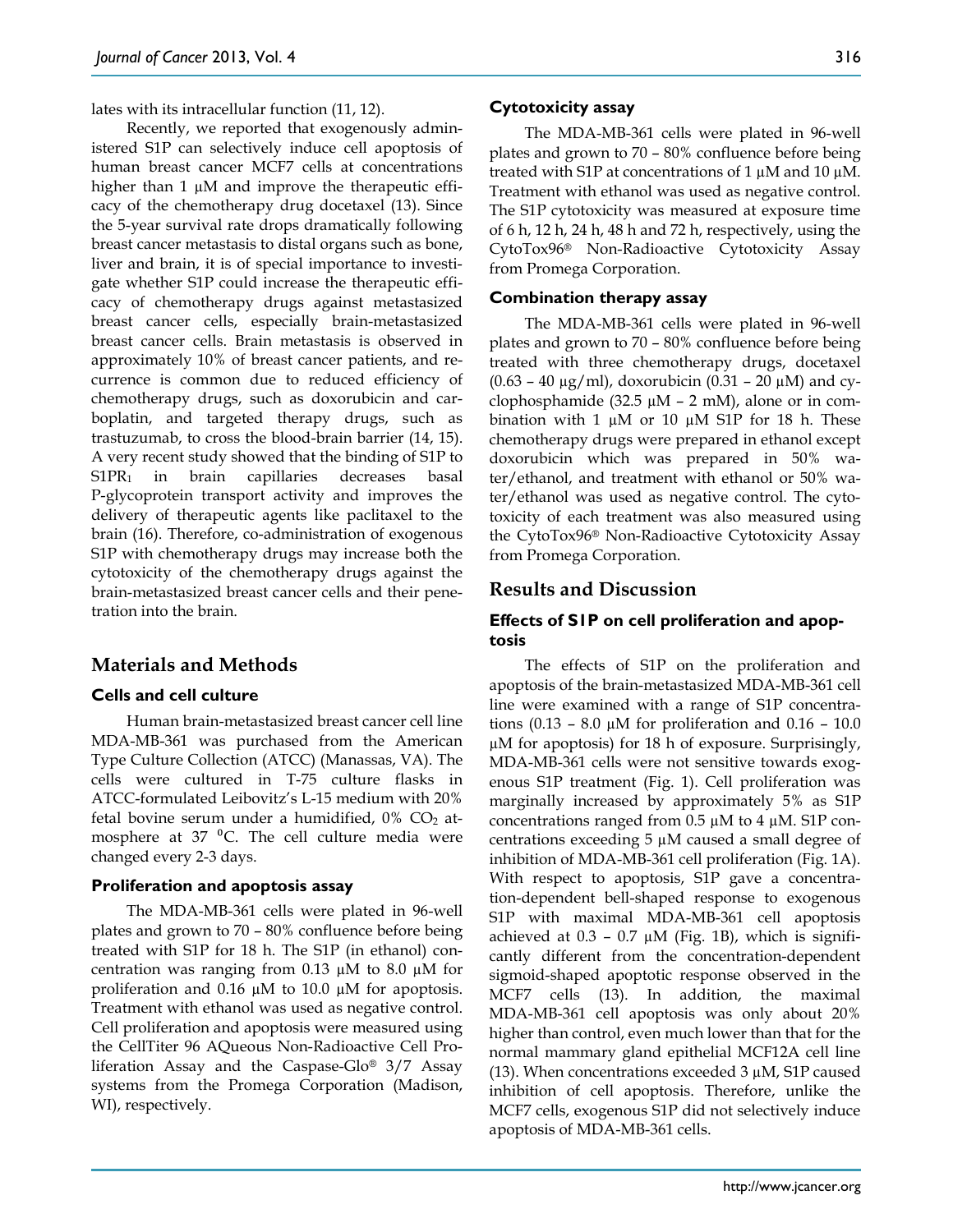lates with its intracellular function (11, 12).

Recently, we reported that exogenously administered S1P can selectively induce cell apoptosis of human breast cancer MCF7 cells at concentrations higher than 1 μM and improve the therapeutic efficacy of the chemotherapy drug docetaxel (13). Since the 5-year survival rate drops dramatically following breast cancer metastasis to distal organs such as bone, liver and brain, it is of special importance to investigate whether S1P could increase the therapeutic efficacy of chemotherapy drugs against metastasized breast cancer cells, especially brain-metastasized breast cancer cells. Brain metastasis is observed in approximately 10% of breast cancer patients, and recurrence is common due to reduced efficiency of chemotherapy drugs, such as doxorubicin and carboplatin, and targeted therapy drugs, such as trastuzumab, to cross the blood-brain barrier (14, 15). A very recent study showed that the binding of S1P to $S1PR_1$ in brain capillaries decreases basal P-glycoprotein transport activity and improves the delivery of therapeutic agents like paclitaxel to the brain (16). Therefore, co-administration of exogenous S1P with chemotherapy drugs may increase both the cytotoxicity of the chemotherapy drugs against the brain-metastasized breast cancer cells and their penetration into the brain.

## Materials and Methods

### Cells and cell culture

Human brain-metastasized breast cancer cell line MDA-MB-361 was purchased from the American Type Culture Collection (ATCC) (Manassas, VA). The cells were cultured in T-75 culture flasks in ATCC-formulated Leibovitz's L-15 medium with 20% fetal bovine serum under a humidified, 0% $CO_2$ atmosphere at 37 $^0$C. The cell culture media were changed every 2-3 days.

### Proliferation and apoptosis assay

The MDA-MB-361 cells were plated in 96-well plates and grown to 70 – 80% confluence before being treated with S1P for 18 h. The S1P (in ethanol) concentration was ranging from 0.13 μM to 8.0 μM for proliferation and 0.16 μM to 10.0 μM for apoptosis. Treatment with ethanol was used as negative control. Cell proliferation and apoptosis were measured using the CellTiter 96 AQueous Non-Radioactive Cell Proliferation Assay and the Caspase-Glo® 3/7 Assay systems from the Promega Corporation (Madison, WI), respectively.

### Cytotoxicity assay

The MDA-MB-361 cells were plated in 96-well plates and grown to 70 – 80% confluence before being treated with S1P at concentrations of 1 μM and 10 μM. Treatment with ethanol was used as negative control. The S1P cytotoxicity was measured at exposure time of 6 h, 12 h, 24 h, 48 h and 72 h, respectively, using the CytoTox96® Non-Radioactive Cytotoxicity Assay from Promega Corporation.

### Combination therapy assay

The MDA-MB-361 cells were plated in 96-well plates and grown to 70 – 80% confluence before being treated with three chemotherapy drugs, docetaxel (0.63 – 40 μg/ml), doxorubicin (0.31 – 20 μM) and cyclophosphamide (32.5 μM – 2 mM), alone or in combination with 1 μM or 10 μM S1P for 18 h. These chemotherapy drugs were prepared in ethanol except doxorubicin which was prepared in 50% water/ethanol, and treatment with ethanol or 50% water/ethanol was used as negative control. The cytotoxicity of each treatment was also measured using the CytoTox96® Non-Radioactive Cytotoxicity Assay from Promega Corporation.

## Results and Discussion

### Effects of S1P on cell proliferation and apoptosis

The effects of S1P on the proliferation and apoptosis of the brain-metastasized MDA-MB-361 cell line were examined with a range of S1P concentrations (0.13 – 8.0 μM for proliferation and 0.16 – 10.0 μM for apoptosis) for 18 h of exposure. Surprisingly, MDA-MB-361 cells were not sensitive towards exogenous S1P treatment (Fig. 1). Cell proliferation was marginally increased by approximately 5% as S1P concentrations ranged from 0.5 μM to 4 μM. S1P concentrations exceeding 5 μM caused a small degree of inhibition of MDA-MB-361 cell proliferation (Fig. 1A). With respect to apoptosis, S1P gave a concentration-dependent bell-shaped response to exogenous S1P with maximal MDA-MB-361 cell apoptosis achieved at 0.3 – 0.7 μM (Fig. 1B), which is significantly different from the concentration-dependent sigmoid-shaped apoptotic response observed in the MCF7 cells (13). In addition, the maximal MDA-MB-361 cell apoptosis was only about 20% higher than control, even much lower than that for the normal mammary gland epithelial MCF12A cell line (13). When concentrations exceeded 3 μM, S1P caused inhibition of cell apoptosis. Therefore, unlike the MCF7 cells, exogenous S1P did not selectively induce apoptosis of MDA-MB-361 cells.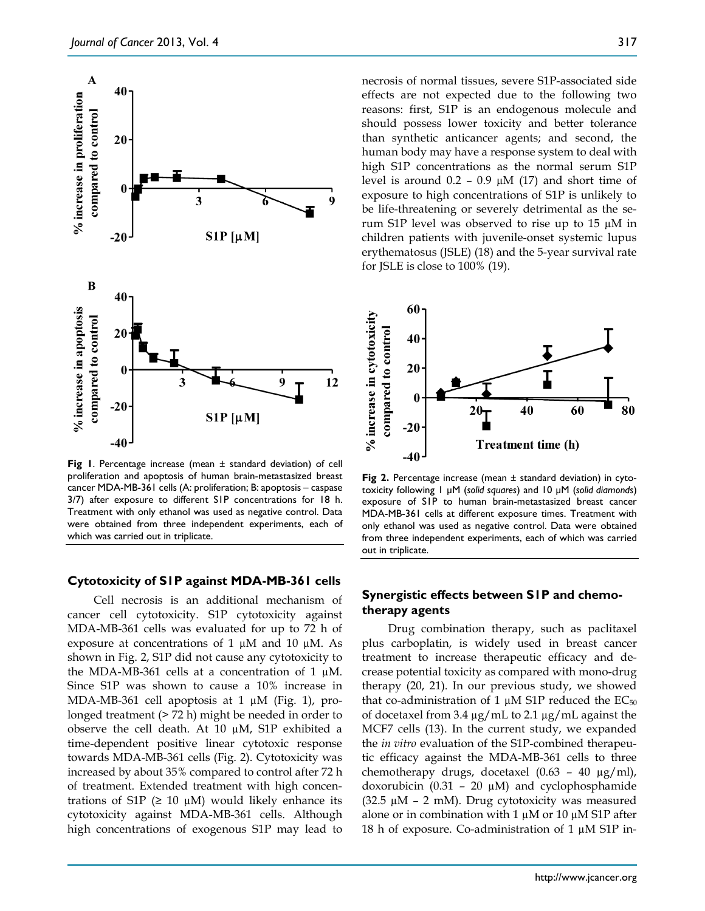**Fig 1**. Percentage increase (mean ± standard deviation) of cell proliferation and apoptosis of human brain-metastasized breast cancer MDA-MB-361 cells (A: proliferation; B: apoptosis – caspase 3/7) after exposure to different S1P concentrations for 18 h. Treatment with only ethanol was used as negative control. Data were obtained from three independent experiments, each of which was carried out in triplicate.

### Cytotoxicity of S1P against MDA-MB-361 cells

Cell necrosis is an additional mechanism of cancer cell cytotoxicity. S1P cytotoxicity against MDA-MB-361 cells was evaluated for up to 72 h of exposure at concentrations of 1 μM and 10 μM. As shown in Fig. 2, S1P did not cause any cytotoxicity to the MDA-MB-361 cells at a concentration of 1 μM. Since S1P was shown to cause a 10% increase in MDA-MB-361 cell apoptosis at 1 μM (Fig. 1), prolonged treatment (> 72 h) might be needed in order to observe the cell death. At 10 μM, S1P exhibited a time-dependent positive linear cytotoxic response towards MDA-MB-361 cells (Fig. 2). Cytotoxicity was increased by about 35% compared to control after 72 h of treatment. Extended treatment with high concentrations of S1P (≥ 10 μM) would likely enhance its cytotoxicity against MDA-MB-361 cells. Although high concentrations of exogenous S1P may lead to necrosis of normal tissues, severe S1P-associated side effects are not expected due to the following two reasons: first, S1P is an endogenous molecule and should possess lower toxicity and better tolerance than synthetic anticancer agents; and second, the human body may have a response system to deal with high S1P concentrations as the normal serum S1P level is around 0.2 – 0.9 μM (17) and short time of exposure to high concentrations of S1P is unlikely to be life-threatening or severely detrimental as the serum S1P level was observed to rise up to 15 μM in children patients with juvenile-onset systemic lupus erythematosus (JSLE) (18) and the 5-year survival rate for JSLE is close to 100% (19).

**Fig 2.** Percentage increase (mean ± standard deviation) in cytotoxicity following 1 μM (*solid squares*) and 10 μM (*solid diamonds*) exposure of S1P to human brain-metastasized breast cancer MDA-MB-361 cells at different exposure times. Treatment with only ethanol was used as negative control. Data were obtained from three independent experiments, each of which was carried out in triplicate.

### Synergistic effects between S1P and chemotherapy agents

Drug combination therapy, such as paclitaxel plus carboplatin, is widely used in breast cancer treatment to increase therapeutic efficacy and decrease potential toxicity as compared with mono-drug therapy (20, 21). In our previous study, we showed that co-administration of 1 μM S1P reduced the $EC_{50}$ of docetaxel from 3.4 μg/mL to 2.1 μg/mL against the MCF7 cells (13). In the current study, we expanded the *in vitro* evaluation of the S1P-combined therapeutic efficacy against the MDA-MB-361 cells to three chemotherapy drugs, docetaxel (0.63 – 40 μg/ml), doxorubicin (0.31 – 20 μM) and cyclophosphamide (32.5 μM – 2 mM). Drug cytotoxicity was measured alone or in combination with 1 μM or 10 μM S1P after 18 h of exposure. Co-administration of 1 μM S1P in-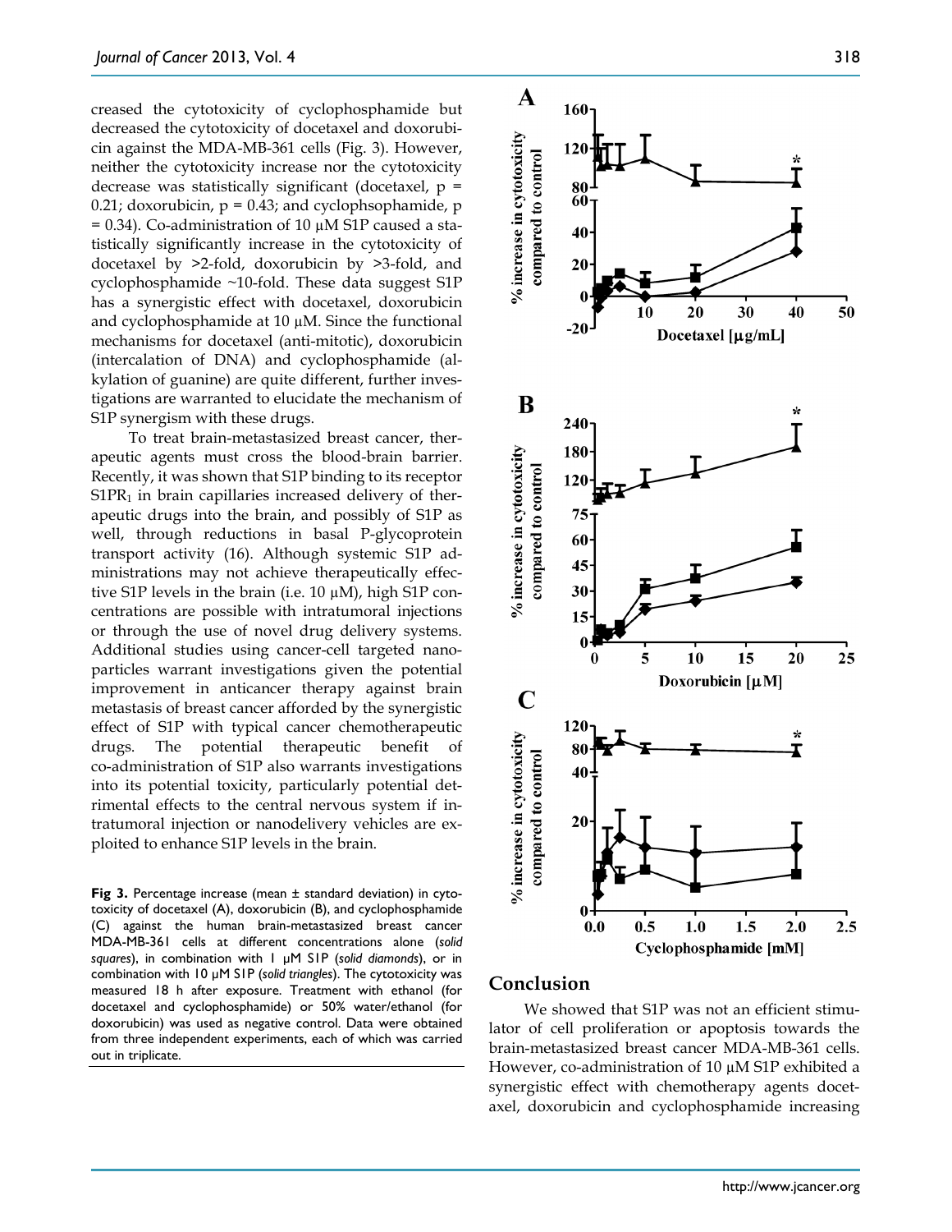creased the cytotoxicity of cyclophosphamide but decreased the cytotoxicity of docetaxel and doxorubicin against the MDA-MB-361 cells (Fig. 3). However, neither the cytotoxicity increase nor the cytotoxicity decrease was statistically significant (docetaxel, p = 0.21; doxorubicin, p = 0.43; and cyclophsophamide, p = 0.34). Co-administration of 10 μM S1P caused a statistically significantly increase in the cytotoxicity of docetaxel by >2-fold, doxorubicin by >3-fold, and cyclophosphamide ~10-fold. These data suggest S1P has a synergistic effect with docetaxel, doxorubicin and cyclophosphamide at 10 μM. Since the functional mechanisms for docetaxel (anti-mitotic), doxorubicin (intercalation of DNA) and cyclophosphamide (alkylation of guanine) are quite different, further investigations are warranted to elucidate the mechanism of S1P synergism with these drugs.

To treat brain-metastasized breast cancer, therapeutic agents must cross the blood-brain barrier. Recently, it was shown that S1P binding to its receptor $S1PR_1$ in brain capillaries increased delivery of therapeutic drugs into the brain, and possibly of S1P as well, through reductions in basal P-glycoprotein transport activity (16). Although systemic S1P administrations may not achieve therapeutically effective S1P levels in the brain (i.e. 10 μM), high S1P concentrations are possible with intratumoral injections or through the use of novel drug delivery systems. Additional studies using cancer-cell targeted nanoparticles warrant investigations given the potential improvement in anticancer therapy against brain metastasis of breast cancer afforded by the synergistic effect of S1P with typical cancer chemotherapeutic drugs. The potential therapeutic benefit of co-administration of S1P also warrants investigations into its potential toxicity, particularly potential detrimental effects to the central nervous system if intratumoral injection or nanodelivery vehicles are exploited to enhance S1P levels in the brain.

**Fig 3.** Percentage increase (mean ± standard deviation) in cytotoxicity of docetaxel (A), doxorubicin (B), and cyclophosphamide (C) against the human brain-metastasized breast cancer MDA-MB-361 cells at different concentrations alone (*solid squares*), in combination with 1 μM S1P (*solid diamonds*), or in combination with 10 μM S1P (*solid triangles*). The cytotoxicity was measured 18 h after exposure. Treatment with ethanol (for docetaxel and cyclophosphamide) or 50% water/ethanol (for doxorubicin) was used as negative control. Data were obtained from three independent experiments, each of which was carried out in triplicate.

## Conclusion

We showed that S1P was not an efficient stimulator of cell proliferation or apoptosis towards the brain-metastasized breast cancer MDA-MB-361 cells. However, co-administration of 10 μM S1P exhibited a synergistic effect with chemotherapy agents docetaxel, doxorubicin and cyclophosphamide increasing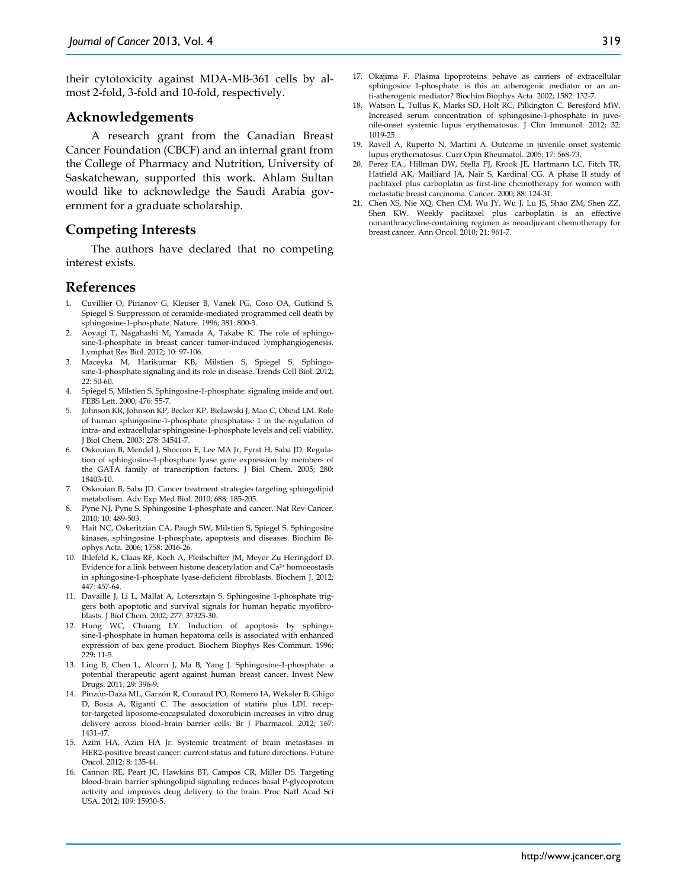their cytotoxicity against MDA-MB-361 cells by almost 2-fold, 3-fold and 10-fold, respectively.

## Acknowledgements

A research grant from the Canadian Breast Cancer Foundation (CBCF) and an internal grant from the College of Pharmacy and Nutrition, University of Saskatchewan, supported this work. Ahlam Sultan would like to acknowledge the Saudi Arabia government for a graduate scholarship.

## Competing Interests

The authors have declared that no competing interest exists.

## References

1. Cuvillier O, Pirianov G, Kleuser B, Vanek PG, Coso OA, Gutkind S, Spiegel S. Suppression of ceramide-mediated programmed cell death by sphingosine-1-phosphate. Nature. 1996; 381: 800-3.
2. Aoyagi T, Nagahashi M, Yamada A, Takabe K. The role of sphingosine-1-phosphate in breast cancer tumor-induced lymphangiogenesis. Lymphat Res Biol. 2012; 10: 97-106.
3. Maceyka M, Harikumar KB, Milstien S, Spiegel S. Sphingosine-1-phosphate signaling and its role in disease. Trends Cell Biol. 2012; 22: 50-60.
4. Spiegel S, Milstien S. Sphingosine-1-phosphate: signaling inside and out. FEBS Lett. 2000; 476: 55-7.
5. Johnson KR, Johnson KP, Becker KP, Bielawski J, Mao C, Obeid LM. Role of human sphingosine-1-phosphate phosphatase 1 in the regulation of intra- and extracellular sphingosine-1-phosphate levels and cell viability. J Biol Chem. 2003; 278: 34541-7.
6. Oskouian B, Mendel J, Shocron E, Lee MA Jr, Fyrst H, Saba JD. Regulation of sphingosine-1-phosphate lyase gene expression by members of the GATA family of transcription factors. J Biol Chem. 2005; 280: 18403-10.
7. Oskouian B, Saba JD. Cancer treatment strategies targeting sphingolipid metabolism. Adv Exp Med Biol. 2010; 688: 185-205.
8. Pyne NJ, Pyne S. Sphingosine 1-phosphate and cancer. Nat Rev Cancer. 2010; 10: 489-503.
9. Hait NC, Oskeritzian CA, Paugh SW, Milstien S, Spiegel S. Sphingosine kinases, sphingosine 1-phosphate, apoptosis and diseases. Biochim Biophys Acta. 2006; 1758: 2016-26.
10. Ihlefeld K, Claas RF, Koch A, Pfeilschifter JM, Meyer Zu Heringdorf D. Evidence for a link between histone deacetylation and $Ca^{2+}$ homoeostasis in sphingosine-1-phosphate lyase-deficient fibroblasts. Biochem J. 2012; 447: 457-64.
11. Davaille J, Li L, Mallat A, Lotersztajn S. Sphingosine 1-phosphate triggers both apoptotic and survival signals for human hepatic myofibroblasts. J Biol Chem. 2002; 277: 37323-30.
12. Hung WC, Chuang LY. Induction of apoptosis by sphingosine-1-phosphate in human hepatoma cells is associated with enhanced expression of bax gene product. Biochem Biophys Res Commun. 1996; 229**:** 11-5.
13. Ling B, Chen L, Alcorn J, Ma B, Yang J. Sphingosine-1-phosphate: a potential therapeutic agent against human breast cancer. Invest New Drugs. 2011; 29: 396-9.
14. Pinzón-Daza ML, Garzón R, Couraud PO, Romero IA, Weksler B, Ghigo D, Bosia A, Riganti C. The association of statins plus LDL receptor-targeted liposome-encapsulated doxorubicin increases in vitro drug delivery across blood–brain barrier cells. Br J Pharmacol. 2012; 167: 1431-47.
15. Azim HA, Azim HA Jr. Systemic treatment of brain metastases in HER2-positive breast cancer: current status and future directions. Future Oncol. 2012; 8: 135-44.
16. Cannon RE, Peart JC, Hawkins BT, Campos CR, Miller DS. Targeting blood-brain barrier sphingolipid signaling reduces basal P-glycoprotein activity and improves drug delivery to the brain. Proc Natl Acad Sci USA. 2012; 109: 15930-5.
17. Okajima F. Plasma lipoproteins behave as carriers of extracellular sphingosine 1-phosphate: is this an atherogenic mediator or an anti-atherogenic mediator? Biochim Biophys Acta. 2002; 1582: 132-7.
18. Watson L, Tullus K, Marks SD, Holt RC, Pilkington C, Beresford MW. Increased serum concentration of sphingosine-1-phosphate in juvenile-onset systemic lupus erythematosus. J Clin Immunol. 2012; 32: 1019-25.
19. Ravell A, Ruperto N, Martini A. Outcome in juvenile onset systemic lupus erythematosus. Curr Opin Rheumatol. 2005; 17: 568-73.
20. Perez EA., Hillman DW, Stella PJ, Krook JE, Hartmann LC, Fitch TR, Hatfield AK, Mailliard JA, Nair S, Kardinal CG. A phase II study of paclitaxel plus carboplatin as first-line chemotherapy for women with metastatic breast carcinoma. Cancer. 2000; 88: 124-31.
21. Chen XS, Nie XQ, Chen CM, Wu JY, Wu J, Lu JS, Shao ZM, Shen ZZ, Shen KW. Weekly paclitaxel plus carboplatin is an effective nonanthracycline-containing regimen as neoadjuvant chemotherapy for breast cancer. Ann Oncol. 2010; 21: 961-7.